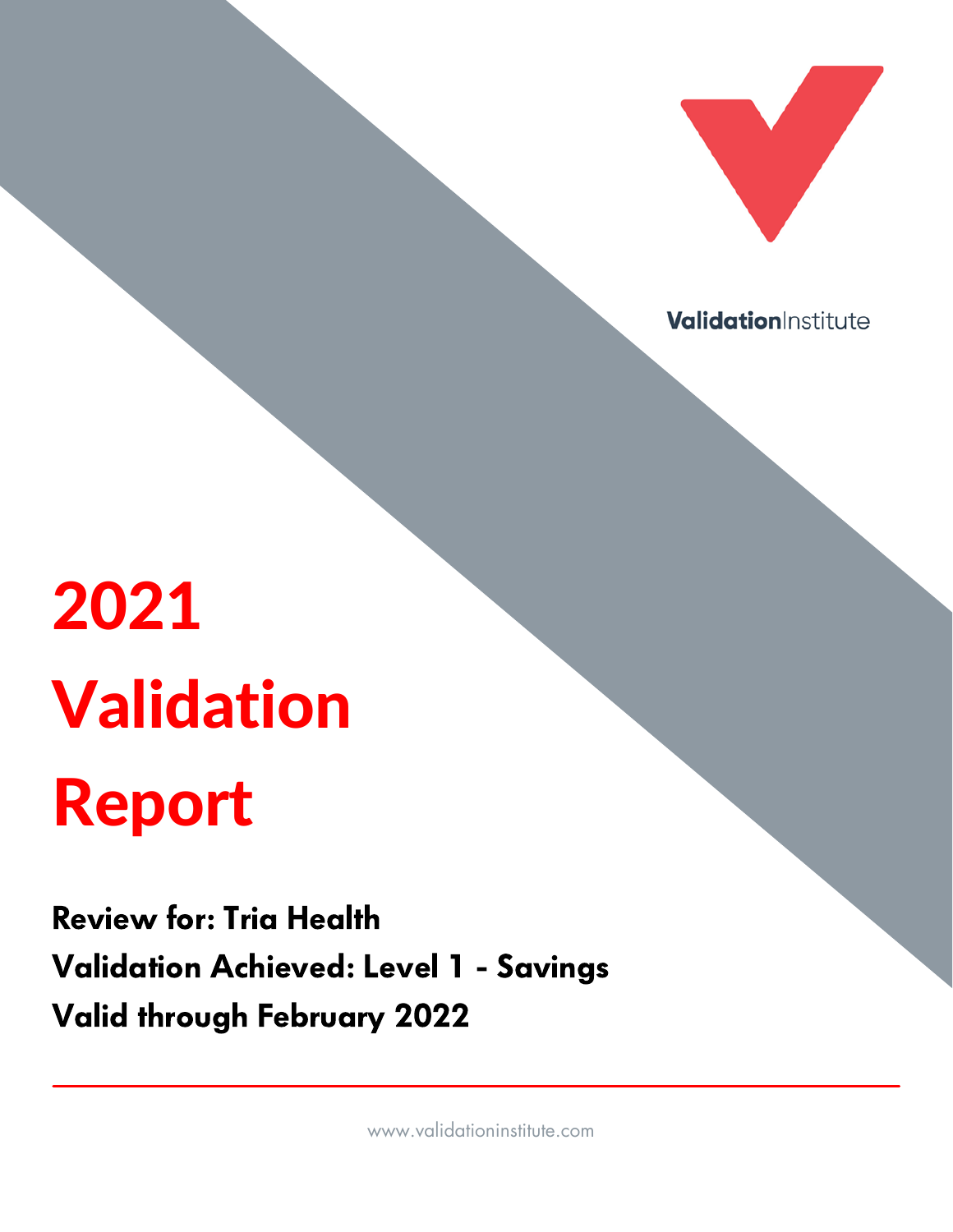ValidationInstitute

# 2021 Validation Report

**Review for: Tria Health**

**Validation Achieved: Level 1 - Savings**

**Valid through February 2022**

www.validationinstitute.com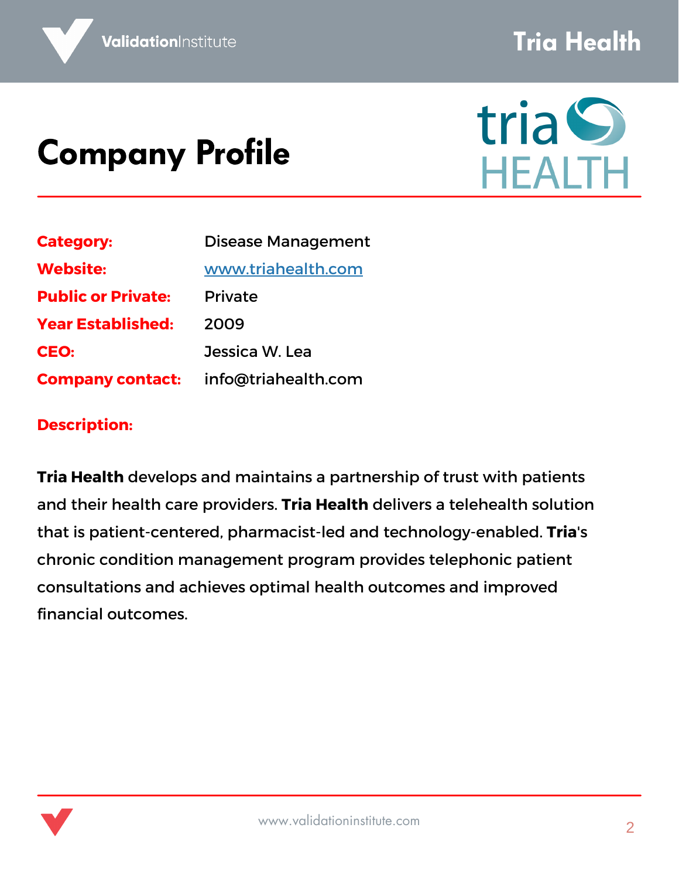# Company Profile

| | |
|---|---|
| **Category:** | Disease Management |
| **Website:** | www.triahealth.com |
| **Public or Private:** | Private |
| **Year Established:** | 2009 |
| **CEO:** | Jessica W. Lea |
| **Company contact:** | info@triahealth.com |

**Description:**

**Tria Health** develops and maintains a partnership of trust with patients and their health care providers. **Tria Health** delivers a telehealth solution that is patient-centered, pharmacist-led and technology-enabled. **Tria**'s chronic condition management program provides telephonic patient consultations and achieves optimal health outcomes and improved financial outcomes.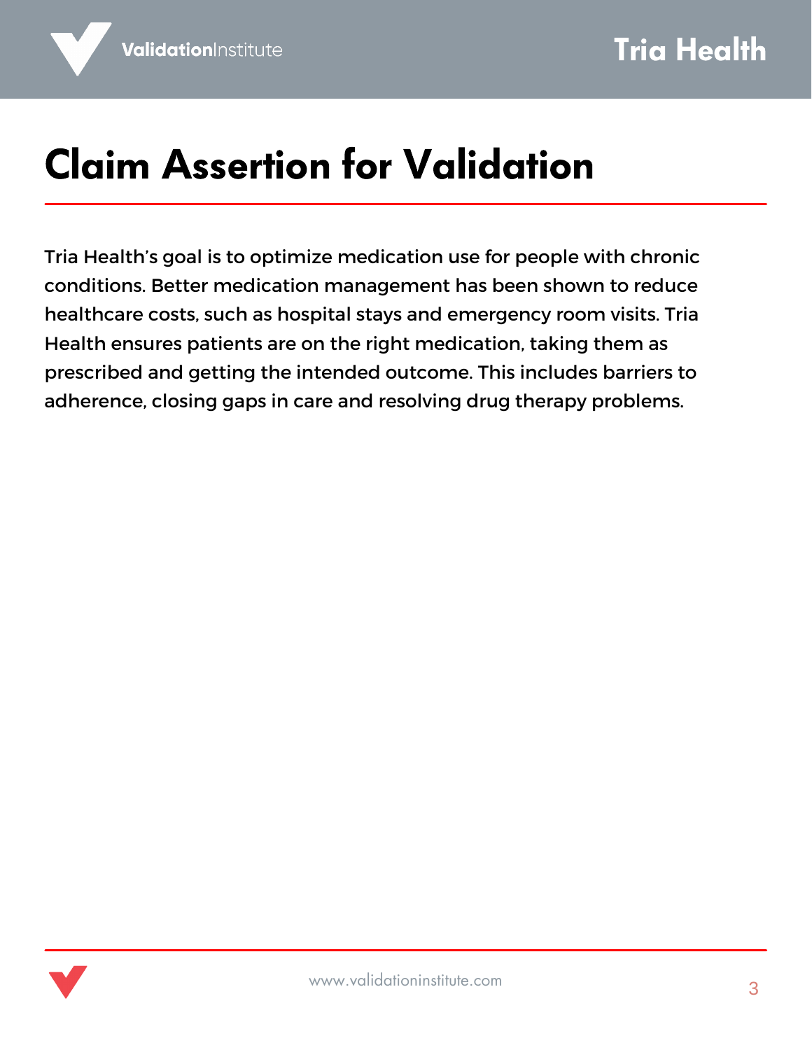# Claim Assertion for Validation

Tria Health's goal is to optimize medication use for people with chronic conditions. Better medication management has been shown to reduce healthcare costs, such as hospital stays and emergency room visits. Tria Health ensures patients are on the right medication, taking them as prescribed and getting the intended outcome. This includes barriers to adherence, closing gaps in care and resolving drug therapy problems.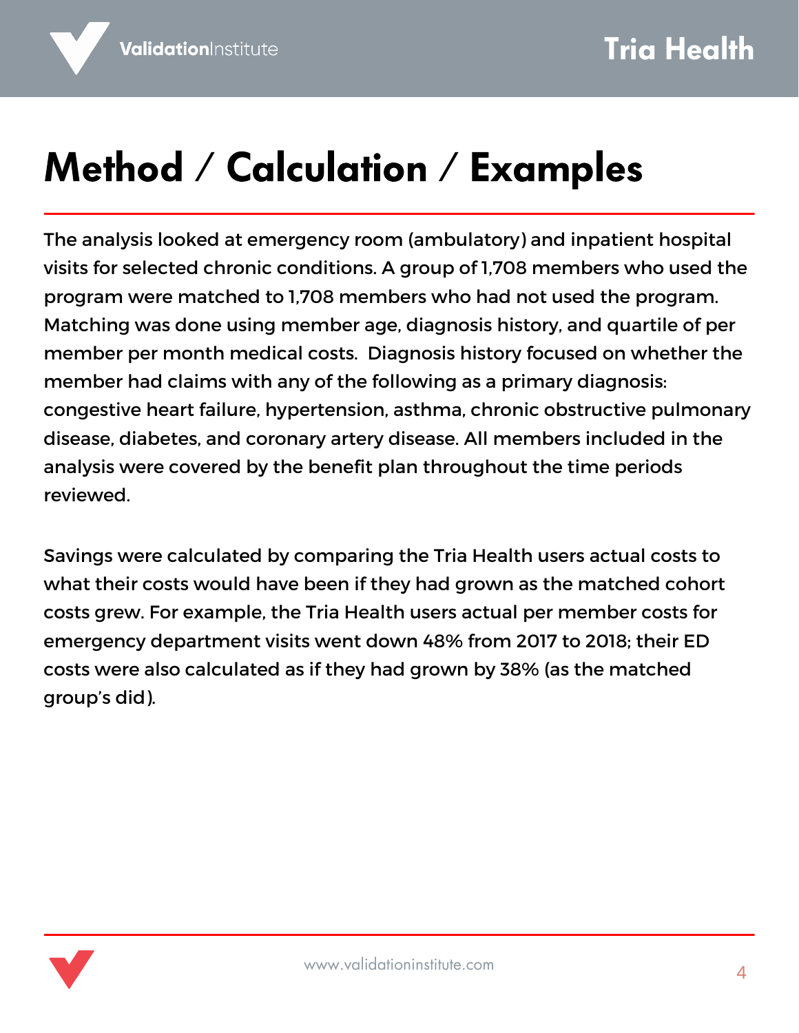# Method / Calculation / Examples

The analysis looked at emergency room (ambulatory) and inpatient hospital visits for selected chronic conditions. A group of 1,708 members who used the program were matched to 1,708 members who had not used the program. Matching was done using member age, diagnosis history, and quartile of per member per month medical costs. Diagnosis history focused on whether the member had claims with any of the following as a primary diagnosis: congestive heart failure, hypertension, asthma, chronic obstructive pulmonary disease, diabetes, and coronary artery disease. All members included in the analysis were covered by the benefit plan throughout the time periods reviewed.

Savings were calculated by comparing the Tria Health users actual costs to what their costs would have been if they had grown as the matched cohort costs grew. For example, the Tria Health users actual per member costs for emergency department visits went down 48% from 2017 to 2018; their ED costs were also calculated as if they had grown by 38% (as the matched group's did).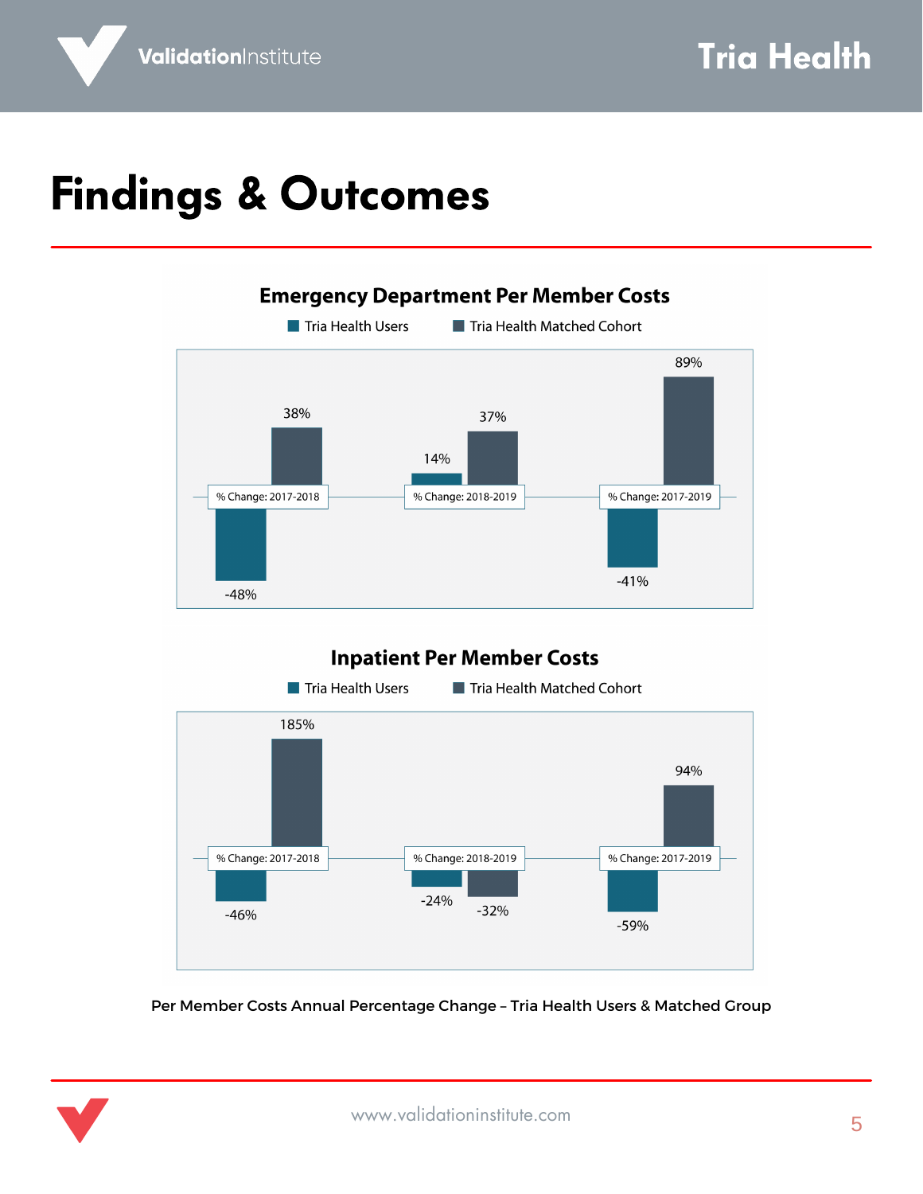# Findings & Outcomes

### Emergency Department Per Member Costs

| | Tria Health Users | Tria Health Matched Cohort |
|---|---|---|
| % Change: 2017-2018 | -48% | 38% |
| % Change: 2018-2019 | 14% | 37% |
| % Change: 2017-2019 | -41% | 89% |

### Inpatient Per Member Costs

| | Tria Health Users | Tria Health Matched Cohort |
|---|---|---|
| % Change: 2017-2018 | -46% | 185% |
| % Change: 2018-2019 | -24% | -32% |
| % Change: 2017-2019 | -59% | 94% |

Per Member Costs Annual Percentage Change – Tria Health Users & Matched Group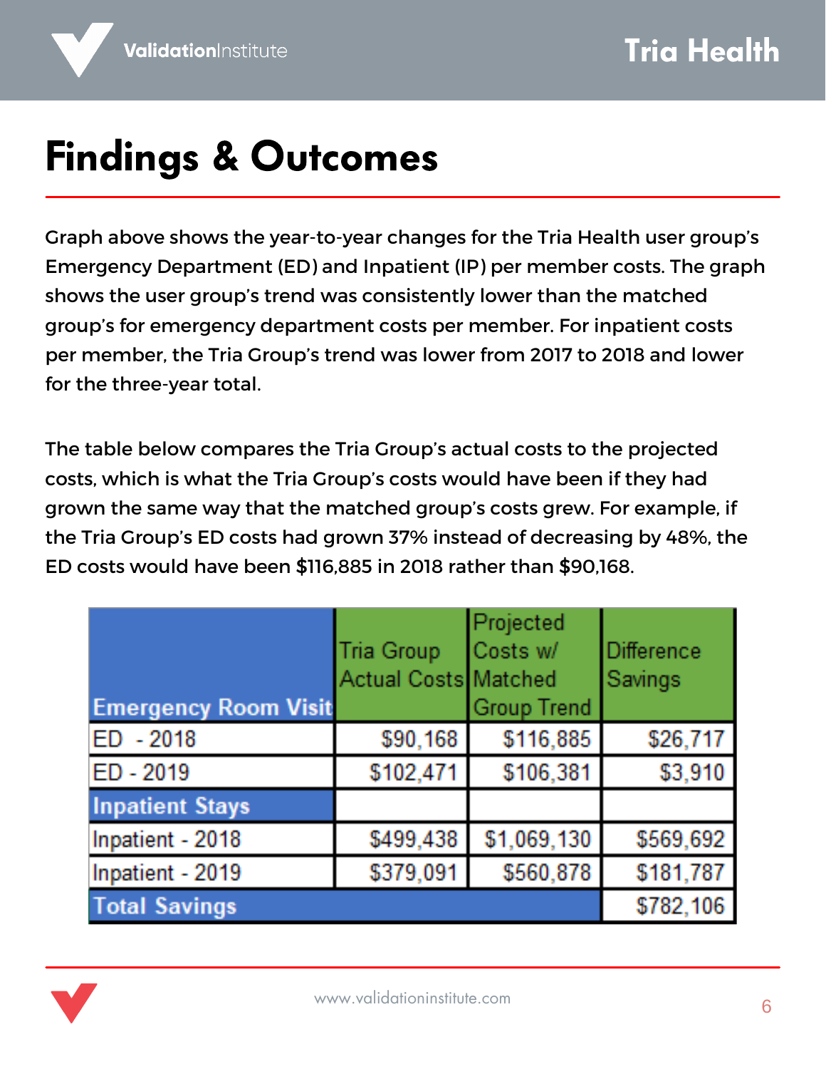# Findings & Outcomes

Graph above shows the year-to-year changes for the Tria Health user group's Emergency Department (ED) and Inpatient (IP) per member costs. The graph shows the user group's trend was consistently lower than the matched group's for emergency department costs per member. For inpatient costs per member, the Tria Group's trend was lower from 2017 to 2018 and lower for the three-year total.

The table below compares the Tria Group's actual costs to the projected costs, which is what the Tria Group's costs would have been if they had grown the same way that the matched group's costs grew. For example, if the Tria Group's ED costs had grown 37% instead of decreasing by 48%, the ED costs would have been $116,885 in 2018 rather than $90,168.

| Emergency Room Visit | Tria Group Actual Costs | Projected Costs w/ Matched Group Trend | Difference Savings |
|---|---|---|---|
| ED - 2018 | $90,168 | $116,885 | $26,717 |
| ED - 2019 | $102,471 | $106,381 | $3,910 |
| **Inpatient Stays** | | | |
| Inpatient - 2018 | $499,438 | $1,069,130 | $569,692 |
| Inpatient - 2019 | $379,091 | $560,878 | $181,787 |
| **Total Savings** | | | $782,106 |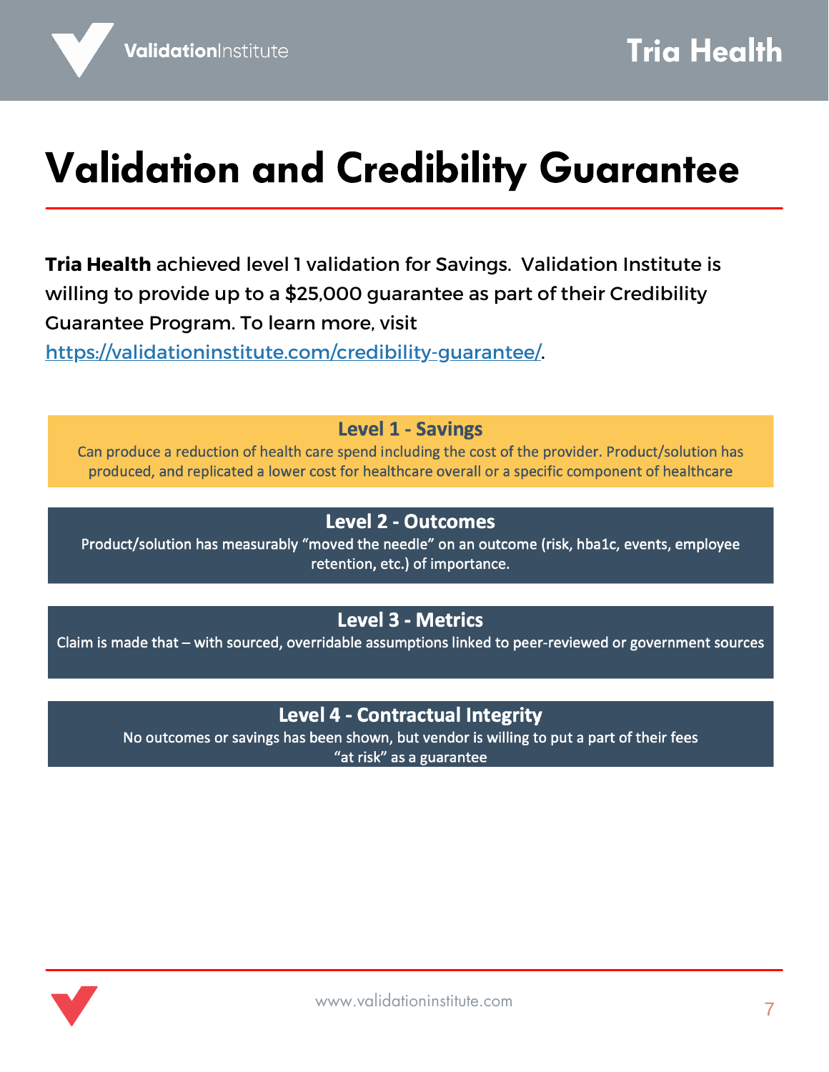# Validation and Credibility Guarantee

**Tria Health** achieved level 1 validation for Savings. Validation Institute is willing to provide up to a $25,000 guarantee as part of their Credibility Guarantee Program. To learn more, visit https://validationinstitute.com/credibility-guarantee/.

### Level 1 - Savings

Can produce a reduction of health care spend including the cost of the provider. Product/solution has produced, and replicated a lower cost for healthcare overall or a specific component of healthcare

### Level 2 - Outcomes

Product/solution has measurably "moved the needle" on an outcome (risk, hba1c, events, employee retention, etc.) of importance.

### Level 3 - Metrics

Claim is made that – with sourced, overridable assumptions linked to peer-reviewed or government sources

### Level 4 - Contractual Integrity

No outcomes or savings has been shown, but vendor is willing to put a part of their fees "at risk" as a guarantee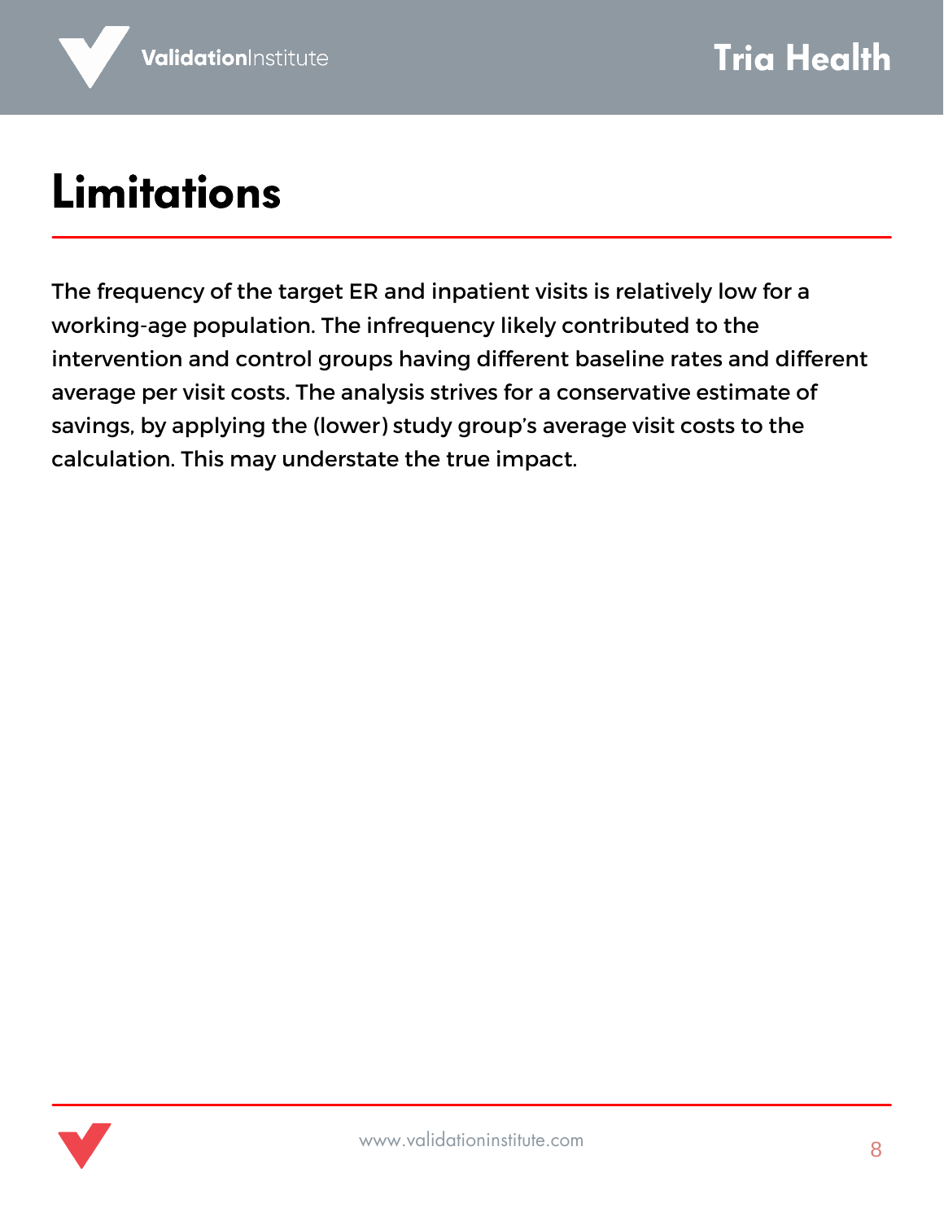# Limitations

The frequency of the target ER and inpatient visits is relatively low for a working-age population. The infrequency likely contributed to the intervention and control groups having different baseline rates and different average per visit costs. The analysis strives for a conservative estimate of savings, by applying the (lower) study group's average visit costs to the calculation. This may understate the true impact.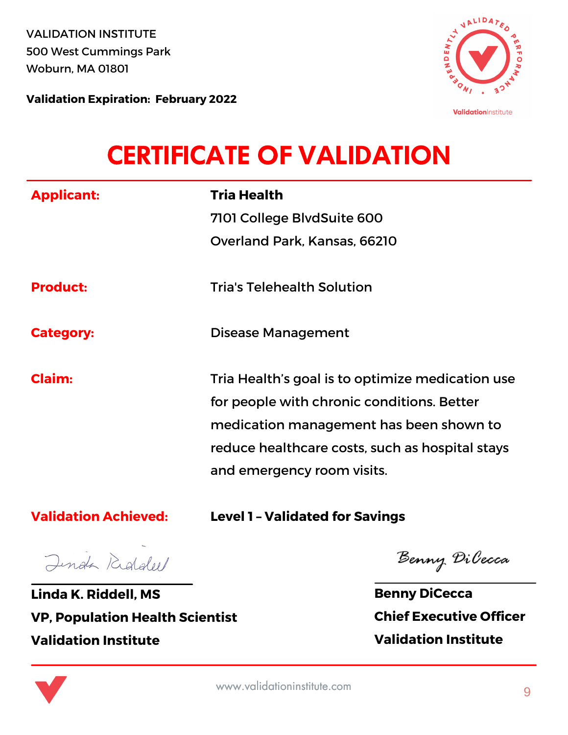VALIDATION INSTITUTE
500 West Cummings Park
Woburn, MA 01801

**Validation Expiration: February 2022**

# CERTIFICATE OF VALIDATION

**Applicant:** **Tria Health**
7101 College BlvdSuite 600
Overland Park, Kansas, 66210

**Product:** Tria's Telehealth Solution

**Category:** Disease Management

**Claim:** Tria Health's goal is to optimize medication use for people with chronic conditions. Better medication management has been shown to reduce healthcare costs, such as hospital stays and emergency room visits.

**Validation Achieved:** **Level 1 – Validated for Savings**

**Linda K. Riddell, MS**
**VP, Population Health Scientist**
**Validation Institute**

**Benny DiCecca**
**Chief Executive Officer**
**Validation Institute**

www.validationinstitute.com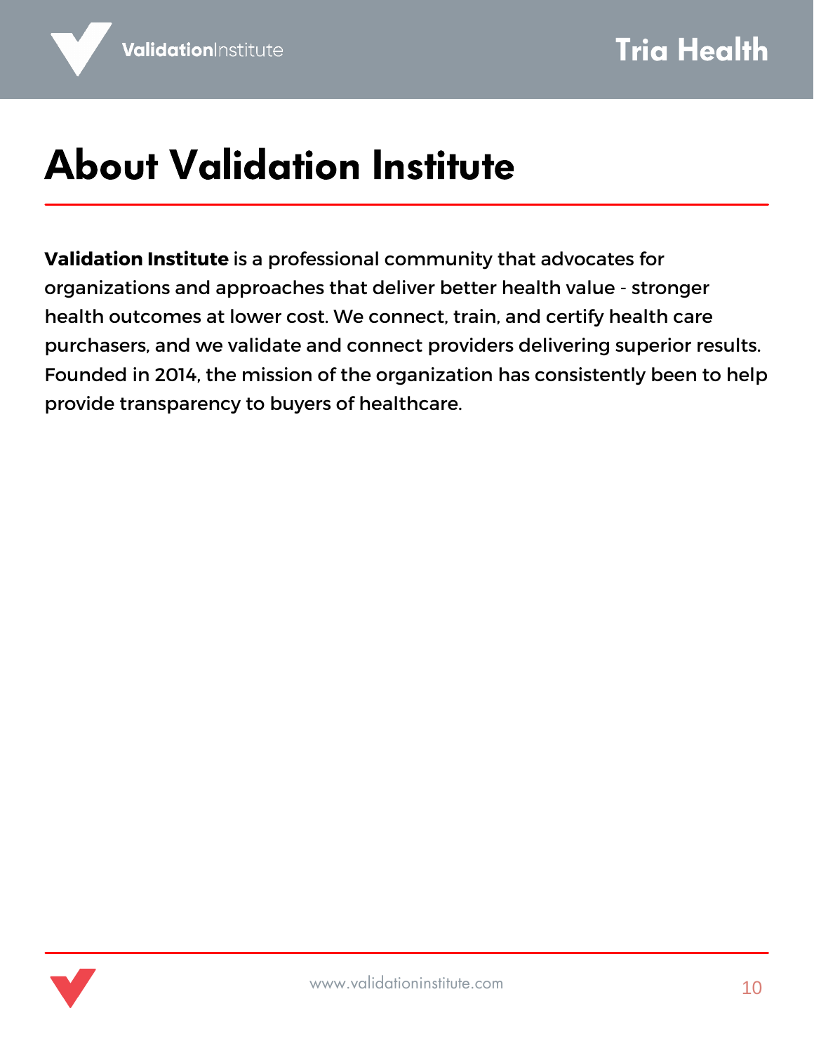# About Validation Institute

**Validation Institute** is a professional community that advocates for organizations and approaches that deliver better health value - stronger health outcomes at lower cost. We connect, train, and certify health care purchasers, and we validate and connect providers delivering superior results. Founded in 2014, the mission of the organization has consistently been to help provide transparency to buyers of healthcare.